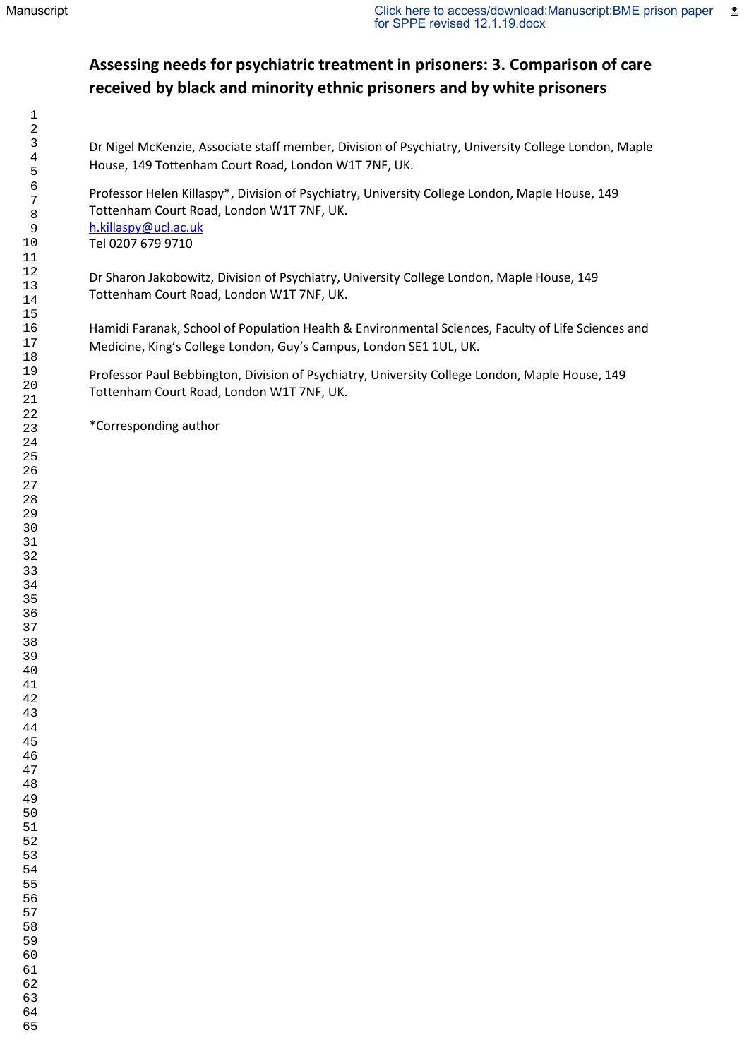# Assessing needs for psychiatric treatment in prisoners: 3. Comparison of care received by black and minority ethnic prisoners and by white prisoners

Dr Nigel McKenzie, Associate staff member, Division of Psychiatry, University College London, Maple House, 149 Tottenham Court Road, London W1T 7NF, UK.

Professor Helen Killaspy*, Division of Psychiatry, University College London, Maple House, 149 Tottenham Court Road, London W1T 7NF, UK.
h.killaspy@ucl.ac.uk
Tel 0207 679 9710

Dr Sharon Jakobowitz, Division of Psychiatry, University College London, Maple House, 149 Tottenham Court Road, London W1T 7NF, UK.

Hamidi Faranak, School of Population Health & Environmental Sciences, Faculty of Life Sciences and Medicine, King's College London, Guy's Campus, London SE1 1UL, UK.

Professor Paul Bebbington, Division of Psychiatry, University College London, Maple House, 149 Tottenham Court Road, London W1T 7NF, UK.

*Corresponding author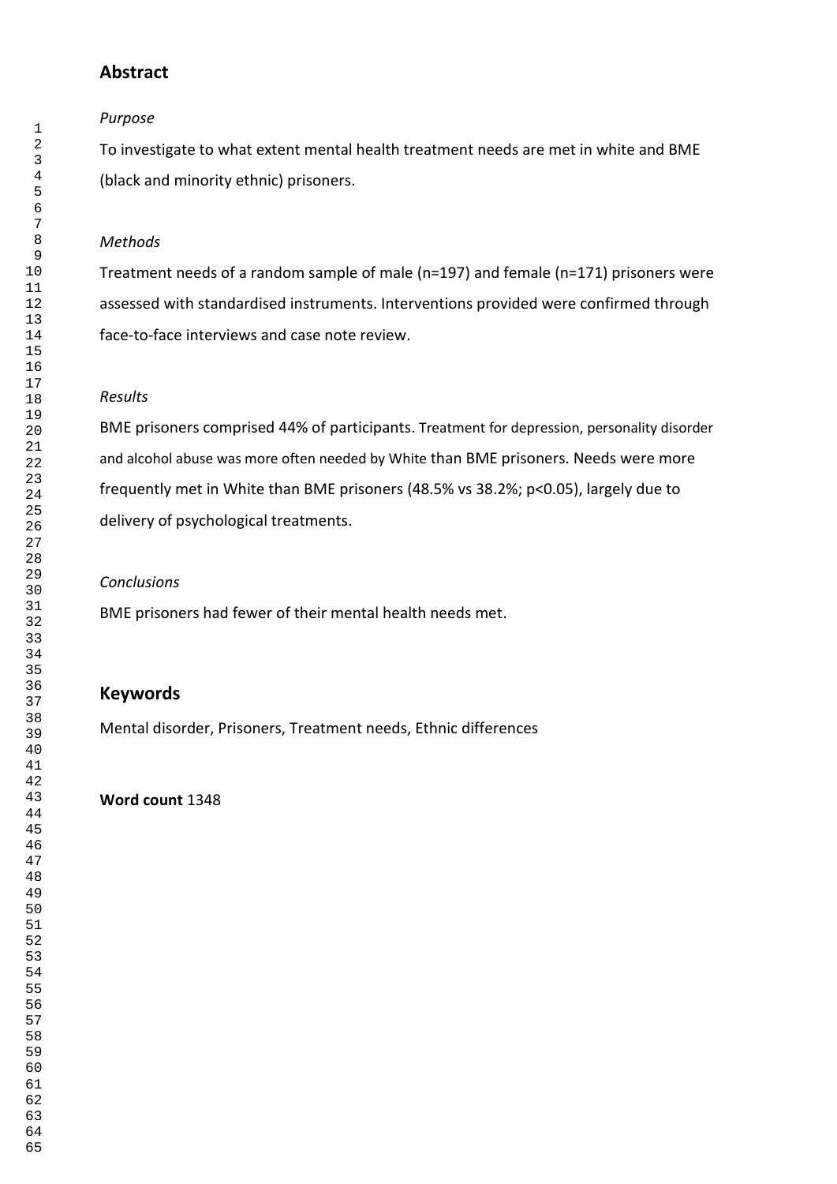## Abstract

*Purpose*

To investigate to what extent mental health treatment needs are met in white and BME (black and minority ethnic) prisoners.

*Methods*

Treatment needs of a random sample of male (n=197) and female (n=171) prisoners were assessed with standardised instruments. Interventions provided were confirmed through face-to-face interviews and case note review.

*Results*

BME prisoners comprised 44% of participants. Treatment for depression, personality disorder and alcohol abuse was more often needed by White than BME prisoners. Needs were more frequently met in White than BME prisoners (48.5% vs 38.2%; $p<0.05$), largely due to delivery of psychological treatments.

*Conclusions*

BME prisoners had fewer of their mental health needs met.

## Keywords

Mental disorder, Prisoners, Treatment needs, Ethnic differences

**Word count** 1348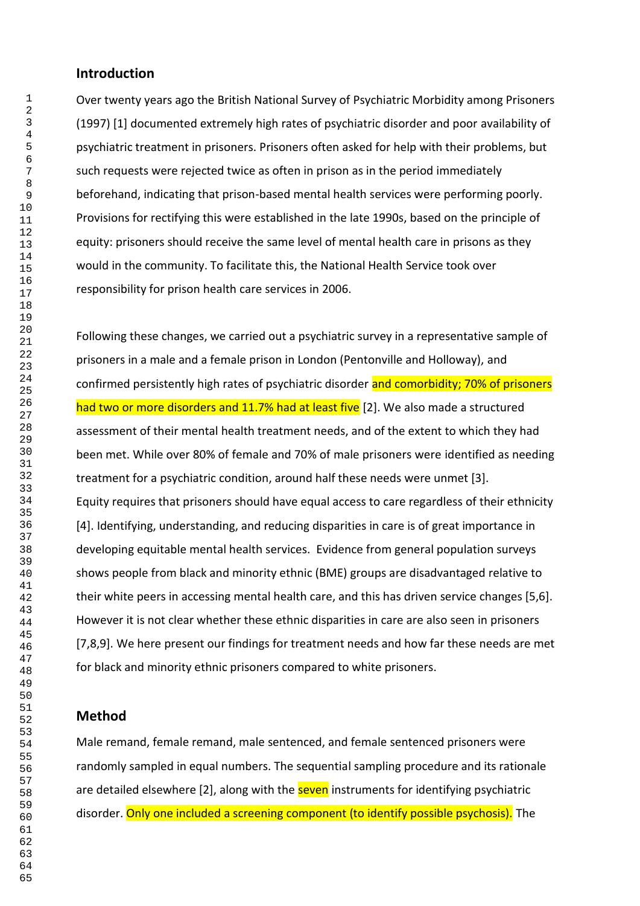## Introduction

Over twenty years ago the British National Survey of Psychiatric Morbidity among Prisoners (1997) [1] documented extremely high rates of psychiatric disorder and poor availability of psychiatric treatment in prisoners. Prisoners often asked for help with their problems, but such requests were rejected twice as often in prison as in the period immediately beforehand, indicating that prison-based mental health services were performing poorly. Provisions for rectifying this were established in the late 1990s, based on the principle of equity: prisoners should receive the same level of mental health care in prisons as they would in the community. To facilitate this, the National Health Service took over responsibility for prison health care services in 2006.

Following these changes, we carried out a psychiatric survey in a representative sample of prisoners in a male and a female prison in London (Pentonville and Holloway), and confirmed persistently high rates of psychiatric disorder and comorbidity; 70% of prisoners had two or more disorders and 11.7% had at least five [2]. We also made a structured assessment of their mental health treatment needs, and of the extent to which they had been met. While over 80% of female and 70% of male prisoners were identified as needing treatment for a psychiatric condition, around half these needs were unmet [3].

Equity requires that prisoners should have equal access to care regardless of their ethnicity [4]. Identifying, understanding, and reducing disparities in care is of great importance in developing equitable mental health services. Evidence from general population surveys shows people from black and minority ethnic (BME) groups are disadvantaged relative to their white peers in accessing mental health care, and this has driven service changes [5,6]. However it is not clear whether these ethnic disparities in care are also seen in prisoners [7,8,9]. We here present our findings for treatment needs and how far these needs are met for black and minority ethnic prisoners compared to white prisoners.

## Method

Male remand, female remand, male sentenced, and female sentenced prisoners were randomly sampled in equal numbers. The sequential sampling procedure and its rationale are detailed elsewhere [2], along with the seven instruments for identifying psychiatric disorder. Only one included a screening component (to identify possible psychosis). The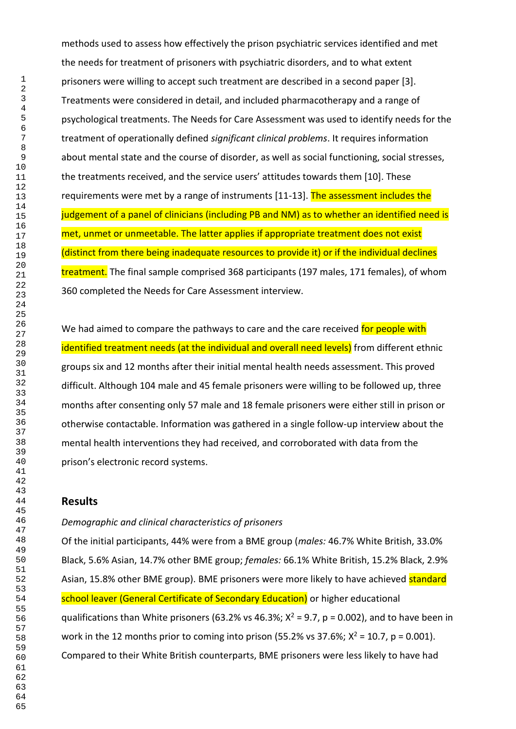methods used to assess how effectively the prison psychiatric services identified and met the needs for treatment of prisoners with psychiatric disorders, and to what extent prisoners were willing to accept such treatment are described in a second paper [3]. Treatments were considered in detail, and included pharmacotherapy and a range of psychological treatments. The Needs for Care Assessment was used to identify needs for the treatment of operationally defined *significant clinical problems*. It requires information about mental state and the course of disorder, as well as social functioning, social stresses, the treatments received, and the service users' attitudes towards them [10]. These requirements were met by a range of instruments [11-13]. The assessment includes the judgement of a panel of clinicians (including PB and NM) as to whether an identified need is met, unmet or unmeetable. The latter applies if appropriate treatment does not exist (distinct from there being inadequate resources to provide it) or if the individual declines treatment. The final sample comprised 368 participants (197 males, 171 females), of whom 360 completed the Needs for Care Assessment interview.

We had aimed to compare the pathways to care and the care received for people with identified treatment needs (at the individual and overall need levels) from different ethnic groups six and 12 months after their initial mental health needs assessment. This proved difficult. Although 104 male and 45 female prisoners were willing to be followed up, three months after consenting only 57 male and 18 female prisoners were either still in prison or otherwise contactable. Information was gathered in a single follow-up interview about the mental health interventions they had received, and corroborated with data from the prison's electronic record systems.

## Results

*Demographic and clinical characteristics of prisoners*

Of the initial participants, 44% were from a BME group (*males:* 46.7% White British, 33.0% Black, 5.6% Asian, 14.7% other BME group; *females:* 66.1% White British, 15.2% Black, 2.9% Asian, 15.8% other BME group). BME prisoners were more likely to have achieved standard school leaver (General Certificate of Secondary Education) or higher educational qualifications than White prisoners (63.2% vs 46.3%; $X^2 = 9.7$, $p = 0.002$), and to have been in work in the 12 months prior to coming into prison (55.2% vs 37.6%; $X^2 = 10.7$, $p = 0.001$). Compared to their White British counterparts, BME prisoners were less likely to have had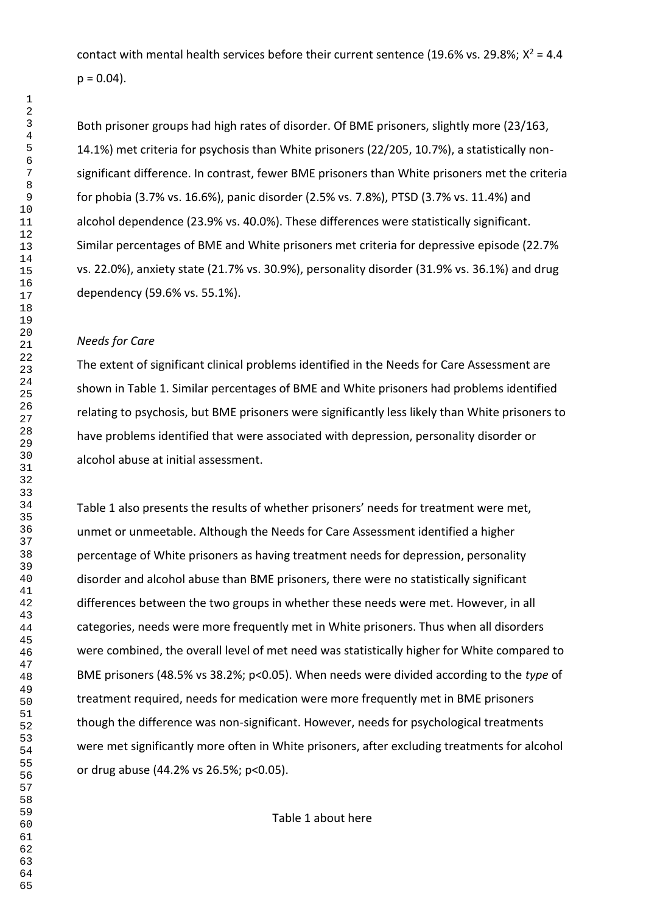contact with mental health services before their current sentence (19.6% vs. 29.8%; $X^2 = 4.4$ $p = 0.04$).

Both prisoner groups had high rates of disorder. Of BME prisoners, slightly more (23/163, 14.1%) met criteria for psychosis than White prisoners (22/205, 10.7%), a statistically non-significant difference. In contrast, fewer BME prisoners than White prisoners met the criteria for phobia (3.7% vs. 16.6%), panic disorder (2.5% vs. 7.8%), PTSD (3.7% vs. 11.4%) and alcohol dependence (23.9% vs. 40.0%). These differences were statistically significant. Similar percentages of BME and White prisoners met criteria for depressive episode (22.7% vs. 22.0%), anxiety state (21.7% vs. 30.9%), personality disorder (31.9% vs. 36.1%) and drug dependency (59.6% vs. 55.1%).

*Needs for Care*

The extent of significant clinical problems identified in the Needs for Care Assessment are shown in Table 1. Similar percentages of BME and White prisoners had problems identified relating to psychosis, but BME prisoners were significantly less likely than White prisoners to have problems identified that were associated with depression, personality disorder or alcohol abuse at initial assessment.

Table 1 also presents the results of whether prisoners' needs for treatment were met, unmet or unmeetable. Although the Needs for Care Assessment identified a higher percentage of White prisoners as having treatment needs for depression, personality disorder and alcohol abuse than BME prisoners, there were no statistically significant differences between the two groups in whether these needs were met. However, in all categories, needs were more frequently met in White prisoners. Thus when all disorders were combined, the overall level of met need was statistically higher for White compared to BME prisoners (48.5% vs 38.2%; $p<0.05$). When needs were divided according to the *type* of treatment required, needs for medication were more frequently met in BME prisoners though the difference was non-significant. However, needs for psychological treatments were met significantly more often in White prisoners, after excluding treatments for alcohol or drug abuse (44.2% vs 26.5%; $p<0.05$).

Table 1 about here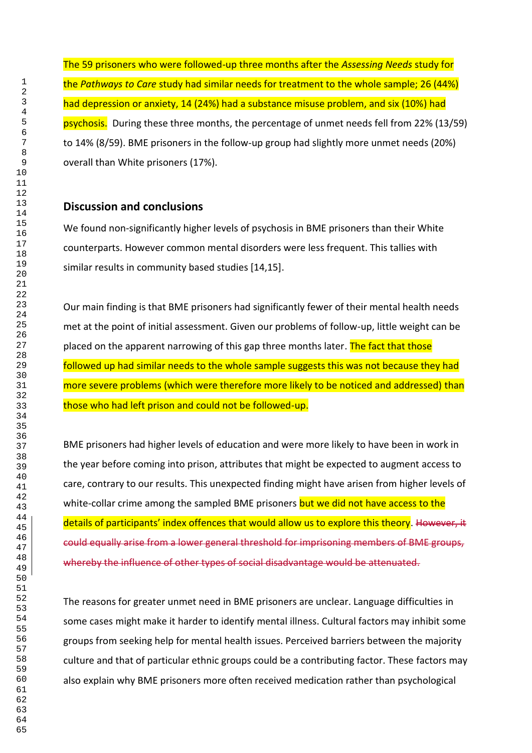The 59 prisoners who were followed-up three months after the *Assessing Needs* study for the *Pathways to Care* study had similar needs for treatment to the whole sample; 26 (44%) had depression or anxiety, 14 (24%) had a substance misuse problem, and six (10%) had psychosis. During these three months, the percentage of unmet needs fell from 22% (13/59) to 14% (8/59). BME prisoners in the follow-up group had slightly more unmet needs (20%) overall than White prisoners (17%).

## Discussion and conclusions

We found non-significantly higher levels of psychosis in BME prisoners than their White counterparts. However common mental disorders were less frequent. This tallies with similar results in community based studies [14,15].

Our main finding is that BME prisoners had significantly fewer of their mental health needs met at the point of initial assessment. Given our problems of follow-up, little weight can be placed on the apparent narrowing of this gap three months later. The fact that those followed up had similar needs to the whole sample suggests this was not because they had more severe problems (which were therefore more likely to be noticed and addressed) than those who had left prison and could not be followed-up.

BME prisoners had higher levels of education and were more likely to have been in work in the year before coming into prison, attributes that might be expected to augment access to care, contrary to our results. This unexpected finding might have arisen from higher levels of white-collar crime among the sampled BME prisoners but we did not have access to the details of participants' index offences that would allow us to explore this theory. ~~However, it could equally arise from a lower general threshold for imprisoning members of BME groups, whereby the influence of other types of social disadvantage would be attenuated.~~

The reasons for greater unmet need in BME prisoners are unclear. Language difficulties in some cases might make it harder to identify mental illness. Cultural factors may inhibit some groups from seeking help for mental health issues. Perceived barriers between the majority culture and that of particular ethnic groups could be a contributing factor. These factors may also explain why BME prisoners more often received medication rather than psychological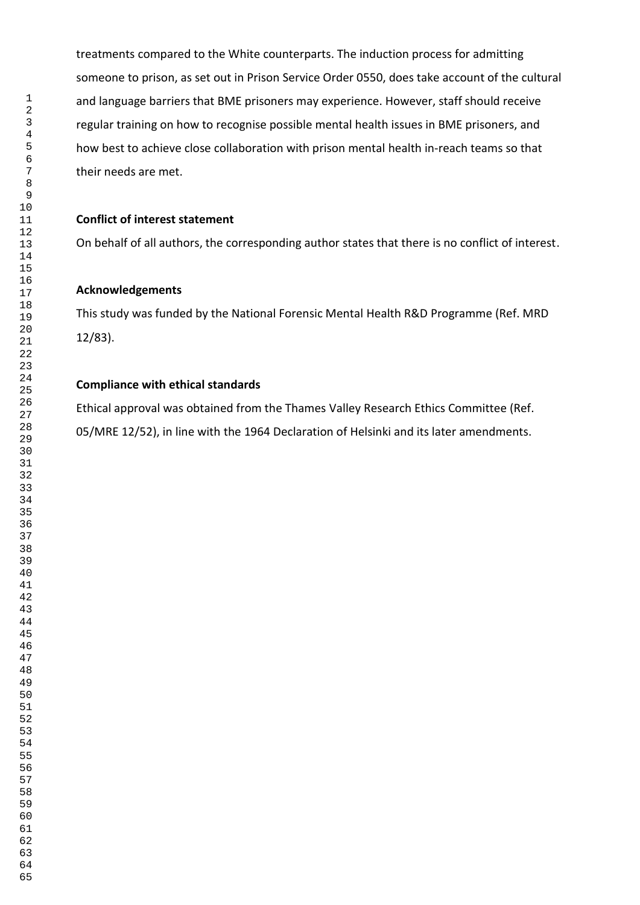treatments compared to the White counterparts. The induction process for admitting someone to prison, as set out in Prison Service Order 0550, does take account of the cultural and language barriers that BME prisoners may experience. However, staff should receive regular training on how to recognise possible mental health issues in BME prisoners, and how best to achieve close collaboration with prison mental health in-reach teams so that their needs are met.

**Conflict of interest statement**

On behalf of all authors, the corresponding author states that there is no conflict of interest.

**Acknowledgements**

This study was funded by the National Forensic Mental Health R&D Programme (Ref. MRD 12/83).

**Compliance with ethical standards**

Ethical approval was obtained from the Thames Valley Research Ethics Committee (Ref. 05/MRE 12/52), in line with the 1964 Declaration of Helsinki and its later amendments.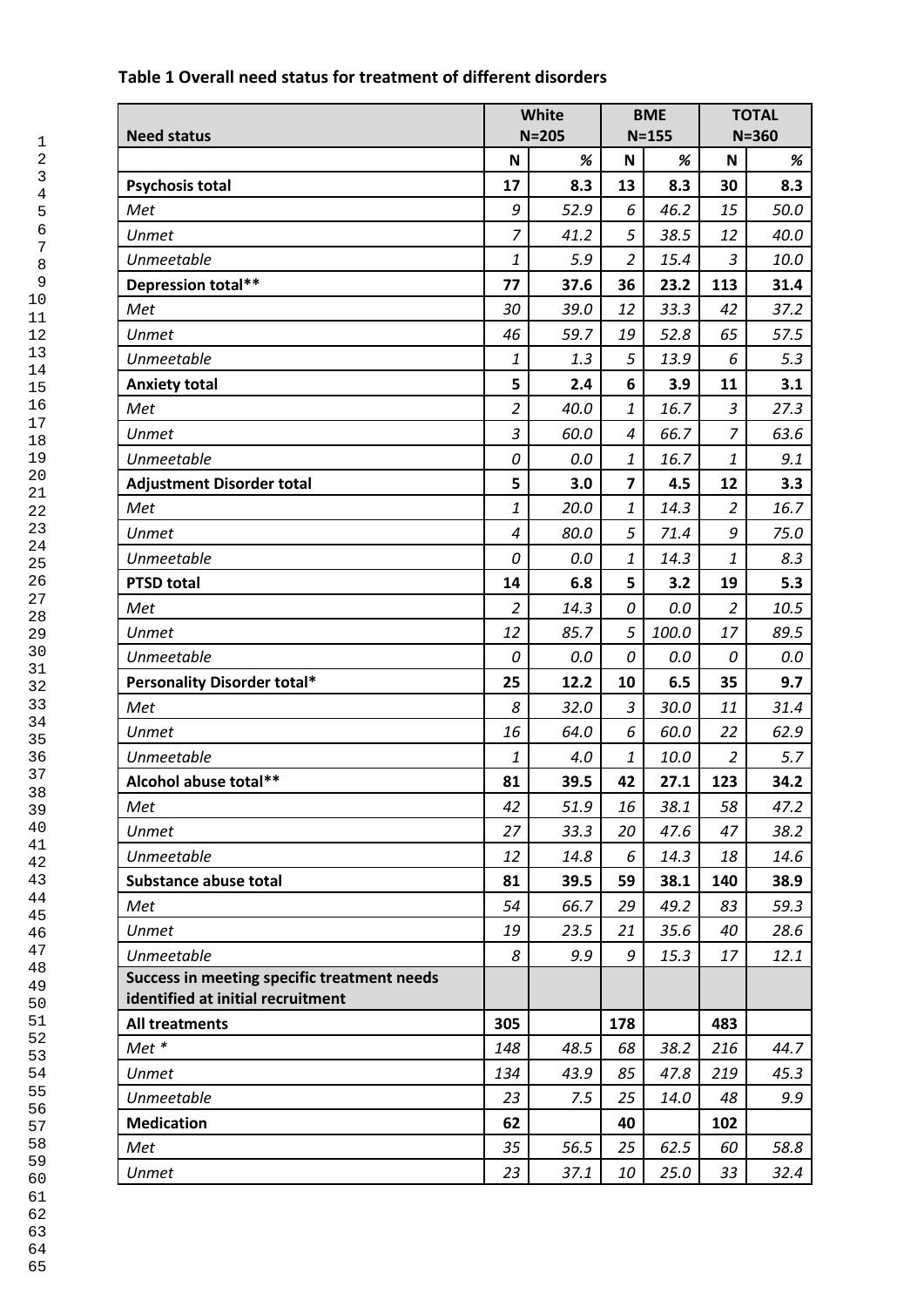**Table 1 Overall need status for treatment of different disorders**

| Need status | White N=205 | | BME N=155 | | TOTAL N=360 | |
|---|---|---|---|---|---|---|
| | N | % | N | % | N | % |
| **Psychosis total** | **17** | **8.3** | **13** | **8.3** | **30** | **8.3** |
| *Met* | *9* | *52.9* | *6* | *46.2* | *15* | *50.0* |
| *Unmet* | *7* | *41.2* | *5* | *38.5* | *12* | *40.0* |
| *Unmeetable* | *1* | *5.9* | *2* | *15.4* | *3* | *10.0* |
| **Depression total**** | **77** | **37.6** | **36** | **23.2** | **113** | **31.4** |
| *Met* | *30* | *39.0* | *12* | *33.3* | *42* | *37.2* |
| *Unmet* | *46* | *59.7* | *19* | *52.8* | *65* | *57.5* |
| *Unmeetable* | *1* | *1.3* | *5* | *13.9* | *6* | *5.3* |
| **Anxiety total** | **5** | **2.4** | **6** | **3.9** | **11** | **3.1** |
| *Met* | *2* | *40.0* | *1* | *16.7* | *3* | *27.3* |
| *Unmet* | *3* | *60.0* | *4* | *66.7* | *7* | *63.6* |
| *Unmeetable* | *0* | *0.0* | *1* | *16.7* | *1* | *9.1* |
| **Adjustment Disorder total** | **5** | **3.0** | **7** | **4.5** | **12** | **3.3** |
| *Met* | *1* | *20.0* | *1* | *14.3* | *2* | *16.7* |
| *Unmet* | *4* | *80.0* | *5* | *71.4* | *9* | *75.0* |
| *Unmeetable* | *0* | *0.0* | *1* | *14.3* | *1* | *8.3* |
| **PTSD total** | **14** | **6.8** | **5** | **3.2** | **19** | **5.3** |
| *Met* | *2* | *14.3* | *0* | *0.0* | *2* | *10.5* |
| *Unmet* | *12* | *85.7* | *5* | *100.0* | *17* | *89.5* |
| *Unmeetable* | *0* | *0.0* | *0* | *0.0* | *0* | *0.0* |
| **Personality Disorder total*** | **25** | **12.2** | **10** | **6.5** | **35** | **9.7** |
| *Met* | *8* | *32.0* | *3* | *30.0* | *11* | *31.4* |
| *Unmet* | *16* | *64.0* | *6* | *60.0* | *22* | *62.9* |
| *Unmeetable* | *1* | *4.0* | *1* | *10.0* | *2* | *5.7* |
| **Alcohol abuse total**** | **81** | **39.5** | **42** | **27.1** | **123** | **34.2** |
| *Met* | *42* | *51.9* | *16* | *38.1* | *58* | *47.2* |
| *Unmet* | *27* | *33.3* | *20* | *47.6* | *47* | *38.2* |
| *Unmeetable* | *12* | *14.8* | *6* | *14.3* | *18* | *14.6* |
| **Substance abuse total** | **81** | **39.5** | **59** | **38.1** | **140** | **38.9** |
| *Met* | *54* | *66.7* | *29* | *49.2* | *83* | *59.3* |
| *Unmet* | *19* | *23.5* | *21* | *35.6* | *40* | *28.6* |
| *Unmeetable* | *8* | *9.9* | *9* | *15.3* | *17* | *12.1* |
| **Success in meeting specific treatment needs identified at initial recruitment** | | | | | | |
| **All treatments** | **305** | | **178** | | **483** | |
| *Met ** | *148* | *48.5* | *68* | *38.2* | *216* | *44.7* |
| *Unmet* | *134* | *43.9* | *85* | *47.8* | *219* | *45.3* |
| *Unmeetable* | *23* | *7.5* | *25* | *14.0* | *48* | *9.9* |
| **Medication** | **62** | | **40** | | **102** | |
| *Met* | *35* | *56.5* | *25* | *62.5* | *60* | *58.8* |
| *Unmet* | *23* | *37.1* | *10* | *25.0* | *33* | *32.4* |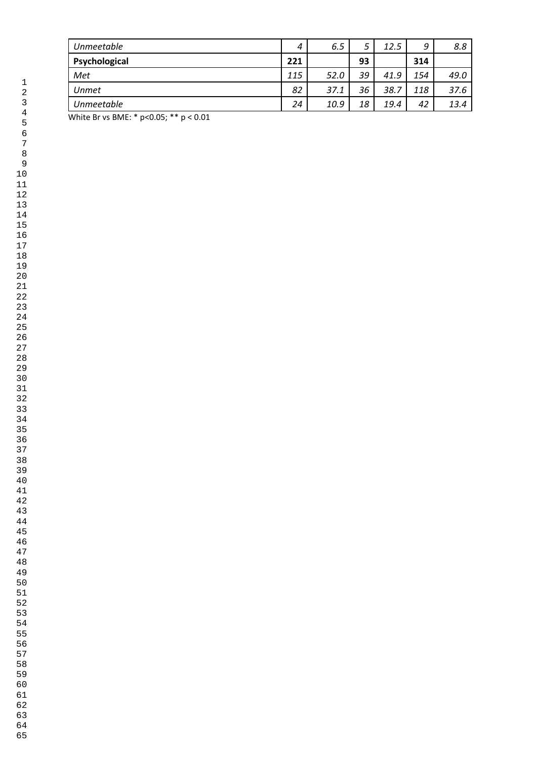| | | | | | | |
|---|---|---|---|---|---|---|
| *Unmeetable* | *4* | *6.5* | *5* | *12.5* | *9* | *8.8* |
| **Psychological** | **221** | | **93** | | **314** | |
| *Met* | *115* | *52.0* | *39* | *41.9* | *154* | *49.0* |
| *Unmet* | *82* | *37.1* | *36* | *38.7* | *118* | *37.6* |
| *Unmeetable* | *24* | *10.9* | *18* | *19.4* | *42* | *13.4* |

White Br vs BME: * $p<0.05$; ** $p < 0.01$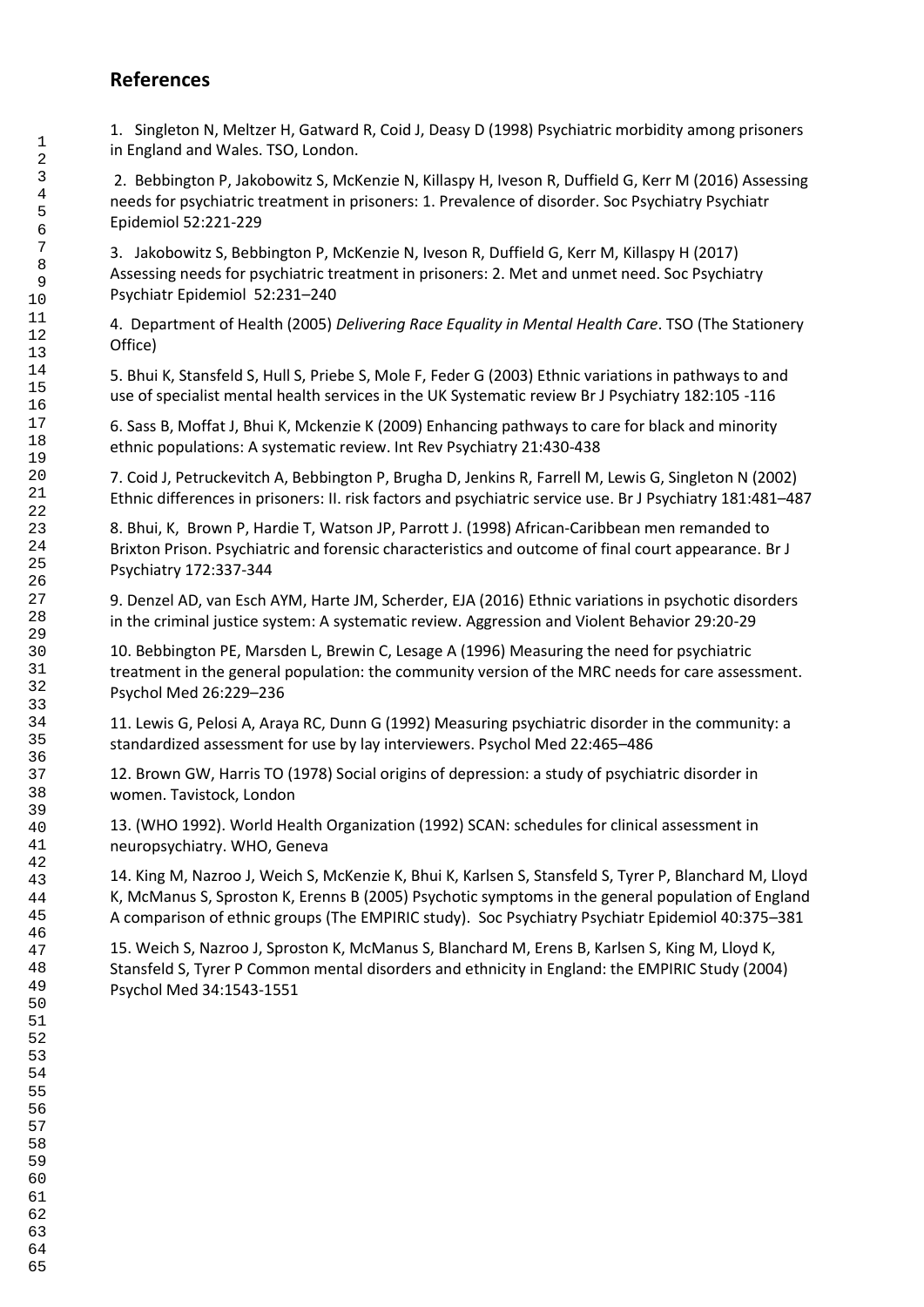## References

1. Singleton N, Meltzer H, Gatward R, Coid J, Deasy D (1998) Psychiatric morbidity among prisoners in England and Wales. TSO, London.

2. Bebbington P, Jakobowitz S, McKenzie N, Killaspy H, Iveson R, Duffield G, Kerr M (2016) Assessing needs for psychiatric treatment in prisoners: 1. Prevalence of disorder. Soc Psychiatry Psychiatr Epidemiol 52:221-229

3. Jakobowitz S, Bebbington P, McKenzie N, Iveson R, Duffield G, Kerr M, Killaspy H (2017) Assessing needs for psychiatric treatment in prisoners: 2. Met and unmet need. Soc Psychiatry Psychiatr Epidemiol 52:231–240

4. Department of Health (2005) *Delivering Race Equality in Mental Health Care*. TSO (The Stationery Office)

5. Bhui K, Stansfeld S, Hull S, Priebe S, Mole F, Feder G (2003) Ethnic variations in pathways to and use of specialist mental health services in the UK Systematic review Br J Psychiatry 182:105 -116

6. Sass B, Moffat J, Bhui K, Mckenzie K (2009) Enhancing pathways to care for black and minority ethnic populations: A systematic review. Int Rev Psychiatry 21:430-438

7. Coid J, Petruckevitch A, Bebbington P, Brugha D, Jenkins R, Farrell M, Lewis G, Singleton N (2002) Ethnic differences in prisoners: II. risk factors and psychiatric service use. Br J Psychiatry 181:481–487

8. Bhui, K, Brown P, Hardie T, Watson JP, Parrott J. (1998) African-Caribbean men remanded to Brixton Prison. Psychiatric and forensic characteristics and outcome of final court appearance. Br J Psychiatry 172:337-344

9. Denzel AD, van Esch AYM, Harte JM, Scherder, EJA (2016) Ethnic variations in psychotic disorders in the criminal justice system: A systematic review. Aggression and Violent Behavior 29:20-29

10. Bebbington PE, Marsden L, Brewin C, Lesage A (1996) Measuring the need for psychiatric treatment in the general population: the community version of the MRC needs for care assessment. Psychol Med 26:229–236

11. Lewis G, Pelosi A, Araya RC, Dunn G (1992) Measuring psychiatric disorder in the community: a standardized assessment for use by lay interviewers. Psychol Med 22:465–486

12. Brown GW, Harris TO (1978) Social origins of depression: a study of psychiatric disorder in women. Tavistock, London

13. (WHO 1992). World Health Organization (1992) SCAN: schedules for clinical assessment in neuropsychiatry. WHO, Geneva

14. King M, Nazroo J, Weich S, McKenzie K, Bhui K, Karlsen S, Stansfeld S, Tyrer P, Blanchard M, Lloyd K, McManus S, Sproston K, Erenns B (2005) Psychotic symptoms in the general population of England A comparison of ethnic groups (The EMPIRIC study). Soc Psychiatry Psychiatr Epidemiol 40:375–381

15. Weich S, Nazroo J, Sproston K, McManus S, Blanchard M, Erens B, Karlsen S, King M, Lloyd K, Stansfeld S, Tyrer P Common mental disorders and ethnicity in England: the EMPIRIC Study (2004) Psychol Med 34:1543-1551